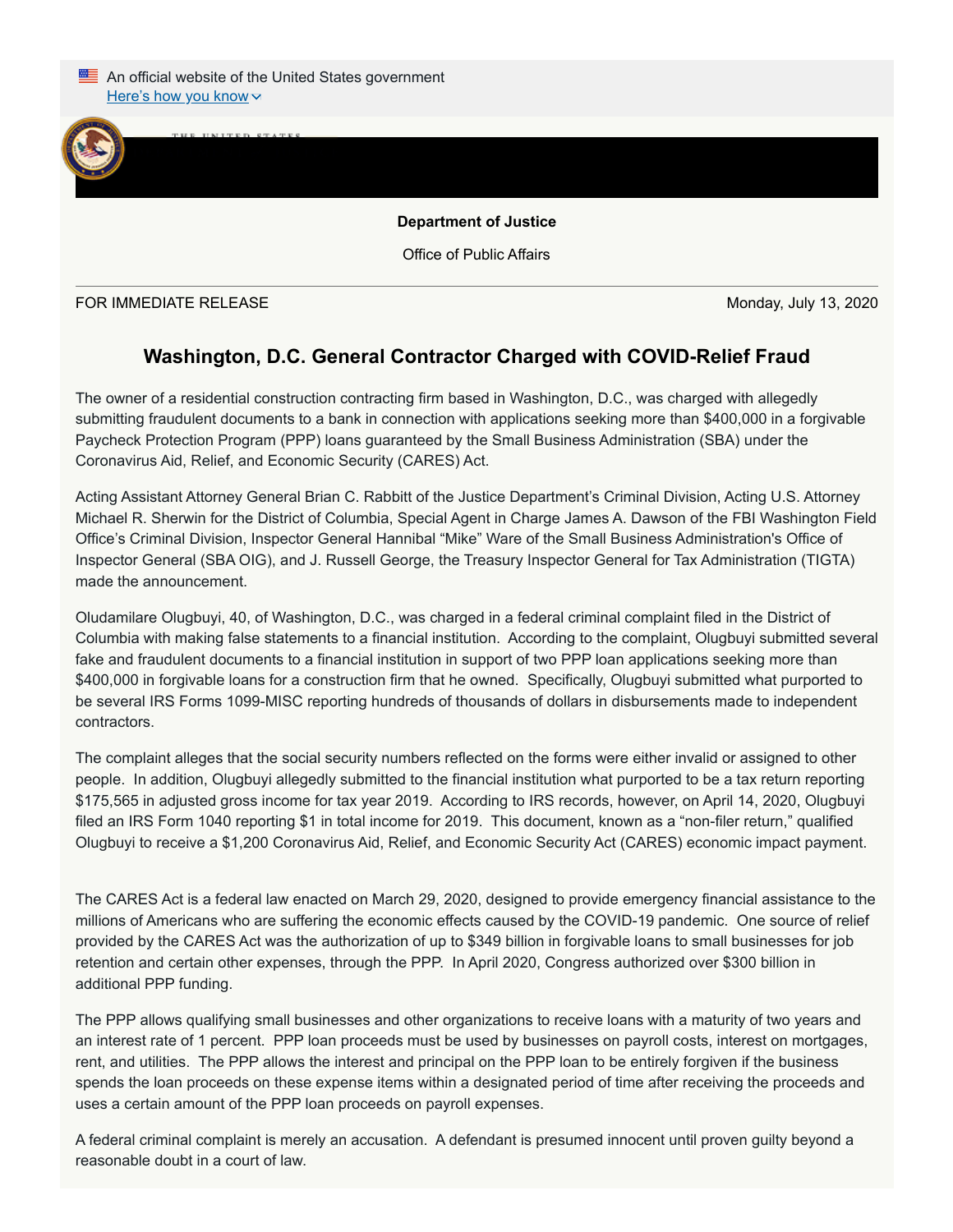An official website of the United States government

Here's how you know

**Department of Justice**

Office of Public Affairs

FOR IMMEDIATE RELEASE

Monday, July 13, 2020

## Washington, D.C. General Contractor Charged with COVID-Relief Fraud

The owner of a residential construction contracting firm based in Washington, D.C., was charged with allegedly submitting fraudulent documents to a bank in connection with applications seeking more than $400,000 in a forgivable Paycheck Protection Program (PPP) loans guaranteed by the Small Business Administration (SBA) under the Coronavirus Aid, Relief, and Economic Security (CARES) Act.

Acting Assistant Attorney General Brian C. Rabbitt of the Justice Department's Criminal Division, Acting U.S. Attorney Michael R. Sherwin for the District of Columbia, Special Agent in Charge James A. Dawson of the FBI Washington Field Office's Criminal Division, Inspector General Hannibal "Mike" Ware of the Small Business Administration's Office of Inspector General (SBA OIG), and J. Russell George, the Treasury Inspector General for Tax Administration (TIGTA) made the announcement.

Oludamilare Olugbuyi, 40, of Washington, D.C., was charged in a federal criminal complaint filed in the District of Columbia with making false statements to a financial institution. According to the complaint, Olugbuyi submitted several fake and fraudulent documents to a financial institution in support of two PPP loan applications seeking more than $400,000 in forgivable loans for a construction firm that he owned. Specifically, Olugbuyi submitted what purported to be several IRS Forms 1099-MISC reporting hundreds of thousands of dollars in disbursements made to independent contractors.

The complaint alleges that the social security numbers reflected on the forms were either invalid or assigned to other people. In addition, Olugbuyi allegedly submitted to the financial institution what purported to be a tax return reporting $175,565 in adjusted gross income for tax year 2019. According to IRS records, however, on April 14, 2020, Olugbuyi filed an IRS Form 1040 reporting $1 in total income for 2019. This document, known as a "non-filer return," qualified Olugbuyi to receive a $1,200 Coronavirus Aid, Relief, and Economic Security Act (CARES) economic impact payment.

The CARES Act is a federal law enacted on March 29, 2020, designed to provide emergency financial assistance to the millions of Americans who are suffering the economic effects caused by the COVID-19 pandemic. One source of relief provided by the CARES Act was the authorization of up to $349 billion in forgivable loans to small businesses for job retention and certain other expenses, through the PPP. In April 2020, Congress authorized over $300 billion in additional PPP funding.

The PPP allows qualifying small businesses and other organizations to receive loans with a maturity of two years and an interest rate of 1 percent. PPP loan proceeds must be used by businesses on payroll costs, interest on mortgages, rent, and utilities. The PPP allows the interest and principal on the PPP loan to be entirely forgiven if the business spends the loan proceeds on these expense items within a designated period of time after receiving the proceeds and uses a certain amount of the PPP loan proceeds on payroll expenses.

A federal criminal complaint is merely an accusation. A defendant is presumed innocent until proven guilty beyond a reasonable doubt in a court of law.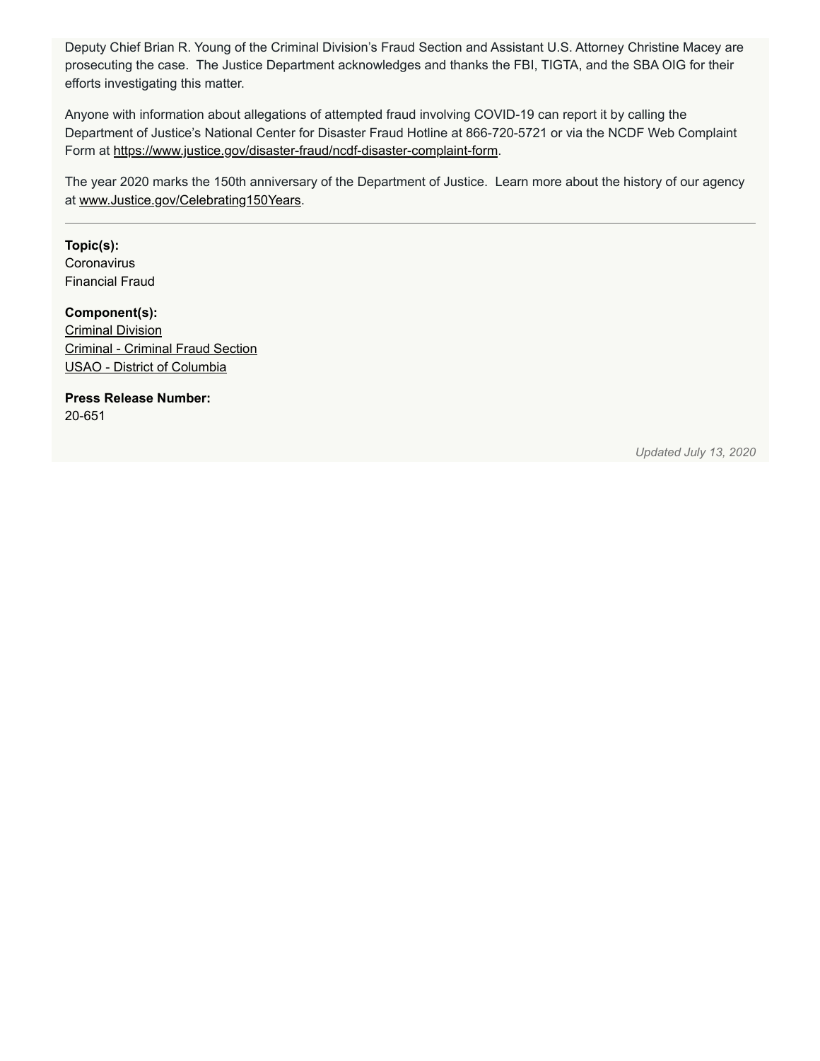Deputy Chief Brian R. Young of the Criminal Division's Fraud Section and Assistant U.S. Attorney Christine Macey are prosecuting the case. The Justice Department acknowledges and thanks the FBI, TIGTA, and the SBA OIG for their efforts investigating this matter.

Anyone with information about allegations of attempted fraud involving COVID-19 can report it by calling the Department of Justice's National Center for Disaster Fraud Hotline at 866-720-5721 or via the NCDF Web Complaint Form at https://www.justice.gov/disaster-fraud/ncdf-disaster-complaint-form.

The year 2020 marks the 150th anniversary of the Department of Justice. Learn more about the history of our agency at www.Justice.gov/Celebrating150Years.

---

**Topic(s):**
Coronavirus
Financial Fraud

**Component(s):**
Criminal Division
Criminal - Criminal Fraud Section
USAO - District of Columbia

**Press Release Number:**
20-651

*Updated July 13, 2020*